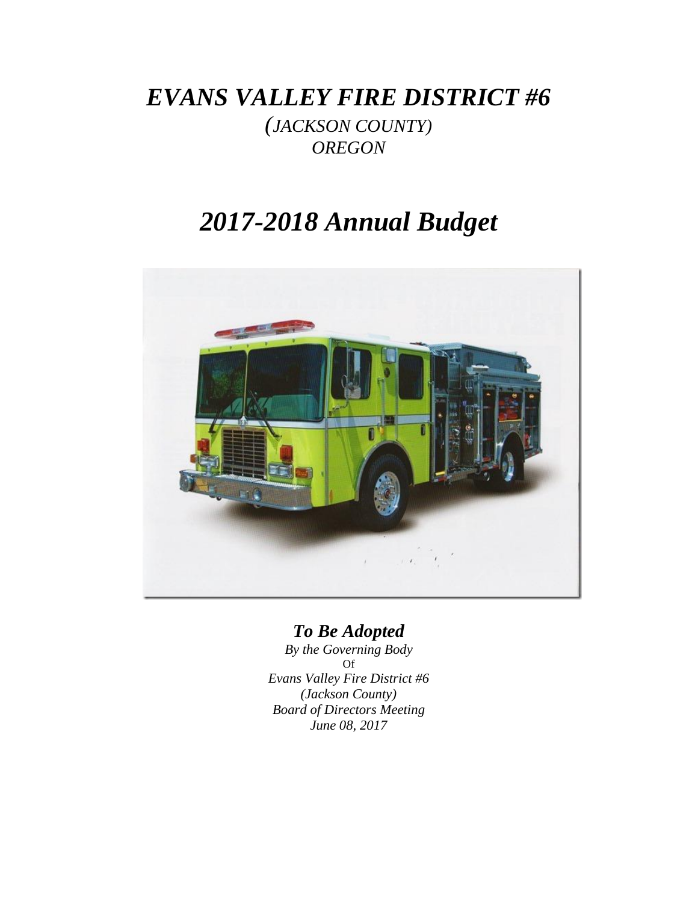# *EVANS VALLEY FIRE DISTRICT #6*

*(JACKSON COUNTY)*
*OREGON*

# *2017-2018 Annual Budget*

## *To Be Adopted*

*By the Governing Body*
Of
*Evans Valley Fire District #6*
*(Jackson County)*
*Board of Directors Meeting*
*June 08, 2017*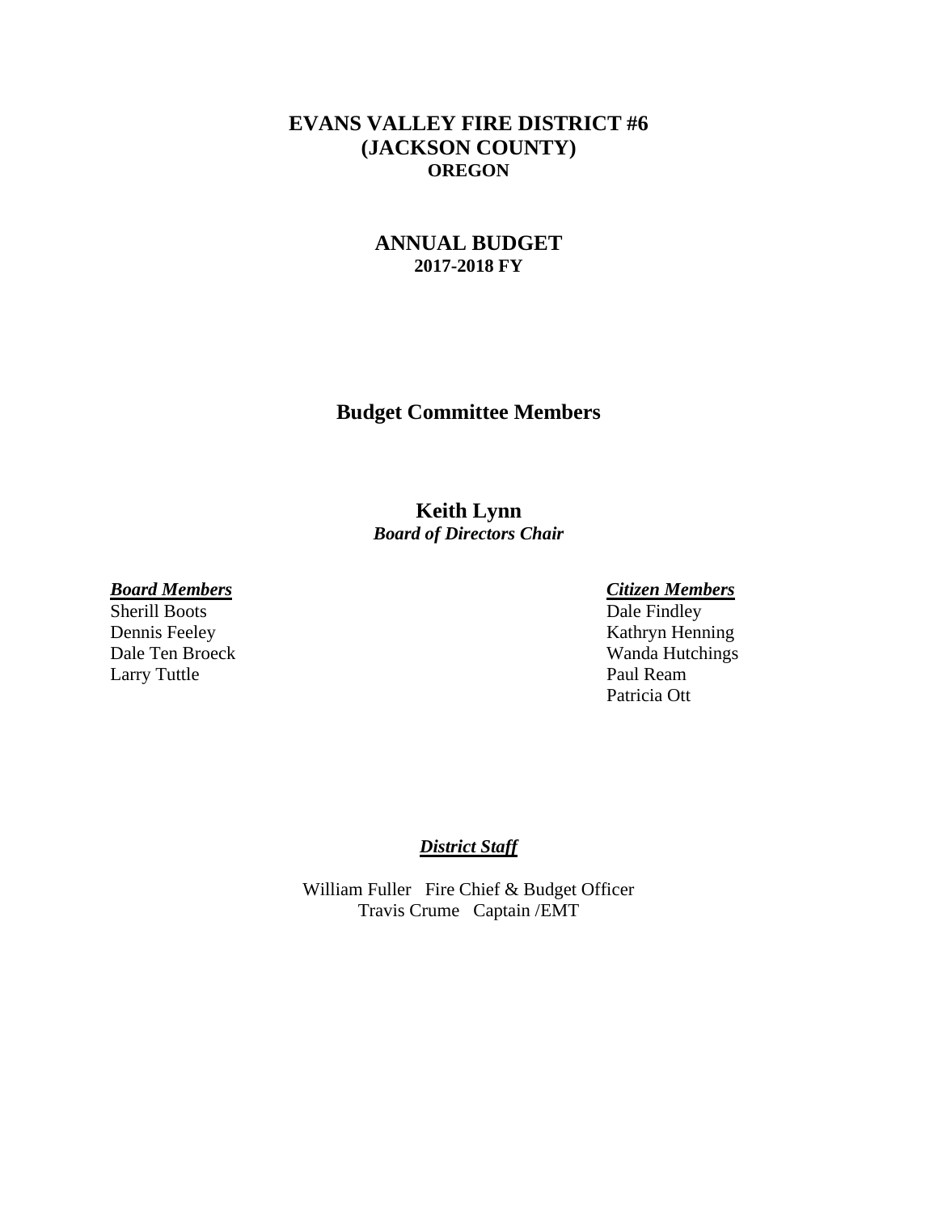# EVANS VALLEY FIRE DISTRICT #6
# (JACKSON COUNTY)
## OREGON

## ANNUAL BUDGET
### 2017-2018 FY

## Budget Committee Members

**Keith Lynn**
***Board of Directors Chair***

***Board Members***
Sherill Boots
Dennis Feeley
Dale Ten Broeck
Larry Tuttle

***Citizen Members***
Dale Findley
Kathryn Henning
Wanda Hutchings
Paul Ream
Patricia Ott

***District Staff***

William Fuller   Fire Chief & Budget Officer
Travis Crume   Captain /EMT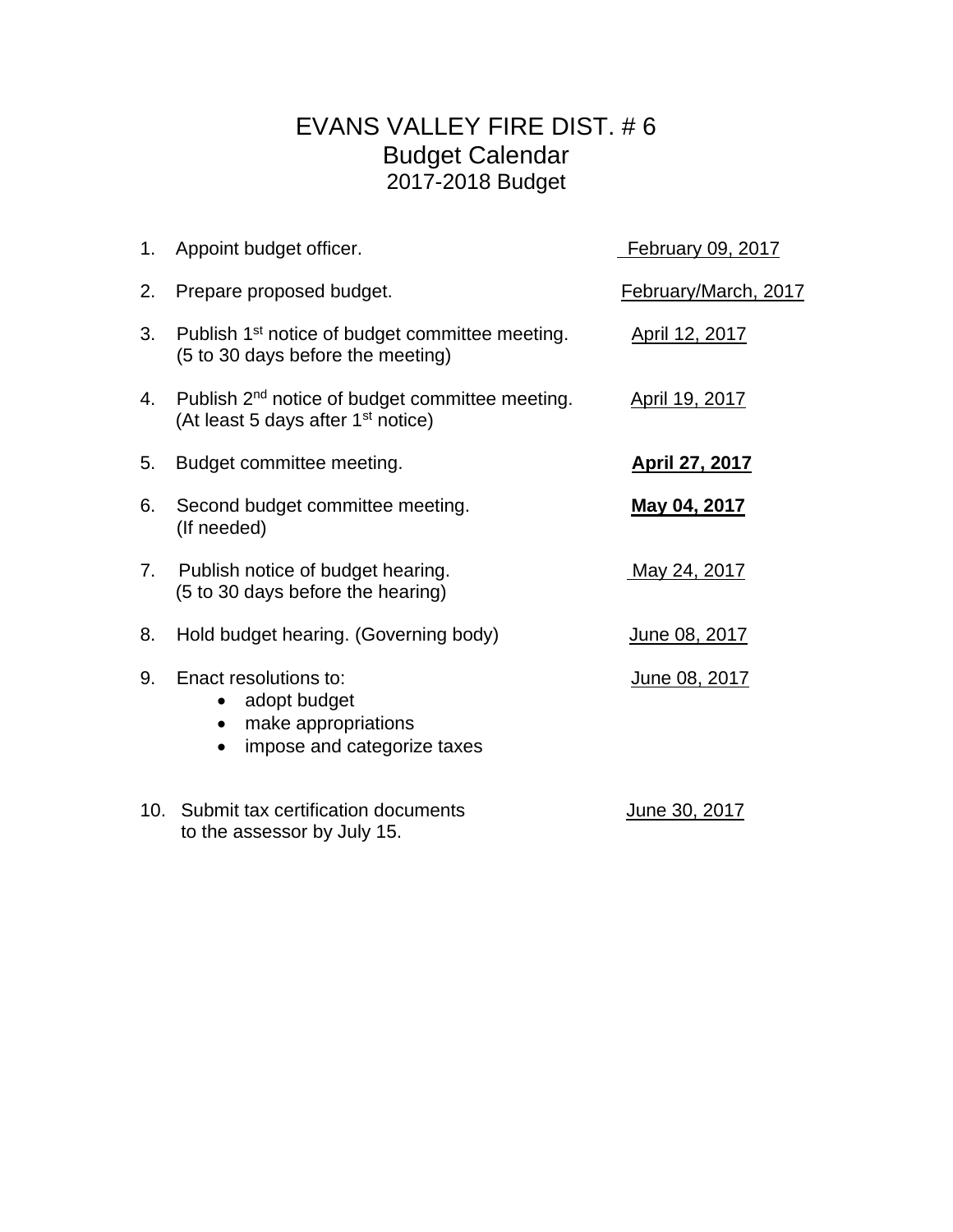# EVANS VALLEY FIRE DIST. # 6
## Budget Calendar
### 2017-2018 Budget

| | | |
|---|---|---|
| 1. | Appoint budget officer. | February 09, 2017 |
| 2. | Prepare proposed budget. | February/March, 2017 |
| 3. | Publish 1st notice of budget committee meeting. (5 to 30 days before the meeting) | April 12, 2017 |
| 4. | Publish 2nd notice of budget committee meeting. (At least 5 days after 1st notice) | April 19, 2017 |
| 5. | Budget committee meeting. | **April 27, 2017** |
| 6. | Second budget committee meeting. (If needed) | **May 04, 2017** |
| 7. | Publish notice of budget hearing. (5 to 30 days before the hearing) | May 24, 2017 |
| 8. | Hold budget hearing. (Governing body) | June 08, 2017 |
| 9. | Enact resolutions to: • adopt budget • make appropriations • impose and categorize taxes | June 08, 2017 |
| 10. | Submit tax certification documents to the assessor by July 15. | June 30, 2017 |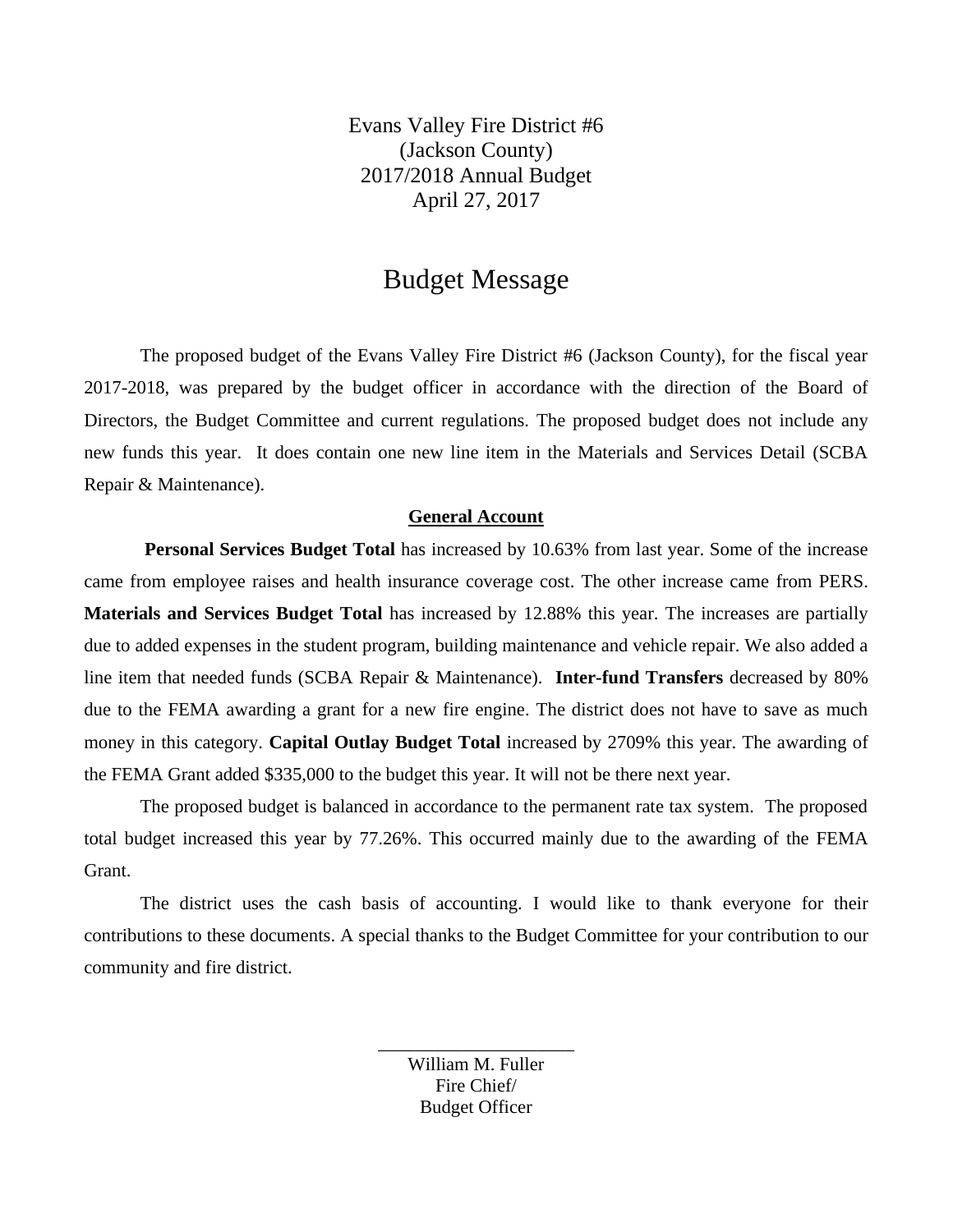Evans Valley Fire District #6
(Jackson County)
2017/2018 Annual Budget
April 27, 2017

# Budget Message

The proposed budget of the Evans Valley Fire District #6 (Jackson County), for the fiscal year 2017-2018, was prepared by the budget officer in accordance with the direction of the Board of Directors, the Budget Committee and current regulations. The proposed budget does not include any new funds this year. It does contain one new line item in the Materials and Services Detail (SCBA Repair & Maintenance).

## General Account

**Personal Services Budget Total** has increased by 10.63% from last year. Some of the increase came from employee raises and health insurance coverage cost. The other increase came from PERS. **Materials and Services Budget Total** has increased by 12.88% this year. The increases are partially due to added expenses in the student program, building maintenance and vehicle repair. We also added a line item that needed funds (SCBA Repair & Maintenance). **Inter-fund Transfers** decreased by 80% due to the FEMA awarding a grant for a new fire engine. The district does not have to save as much money in this category. **Capital Outlay Budget Total** increased by 2709% this year. The awarding of the FEMA Grant added $335,000 to the budget this year. It will not be there next year.

The proposed budget is balanced in accordance to the permanent rate tax system. The proposed total budget increased this year by 77.26%. This occurred mainly due to the awarding of the FEMA Grant.

The district uses the cash basis of accounting. I would like to thank everyone for their contributions to these documents. A special thanks to the Budget Committee for your contribution to our community and fire district.

\_\_\_\_\_\_\_\_\_\_\_\_\_\_\_\_\_\_\_\_

William M. Fuller
Fire Chief/
Budget Officer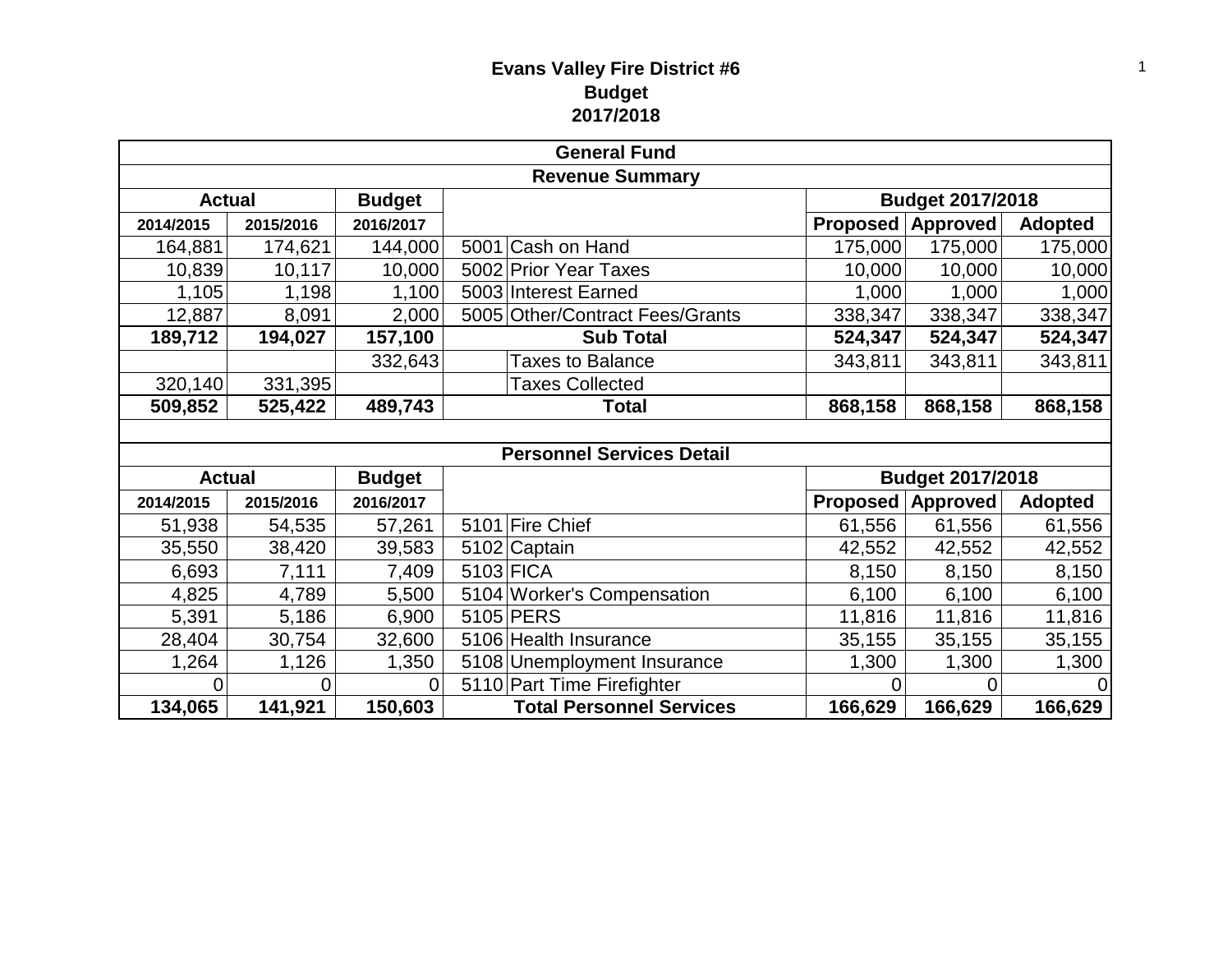# Evans Valley Fire District #6
## Budget
## 2017/2018

| General Fund | | | | | | | |
|---|---|---|---|---|---|---|---|
| **Revenue Summary** | | | | | | | |
| **Actual** | | **Budget** | | | **Budget 2017/2018** | | |
| **2014/2015** | **2015/2016** | **2016/2017** | | | **Proposed** | **Approved** | **Adopted** |
| 164,881 | 174,621 | 144,000 | 5001 | Cash on Hand | 175,000 | 175,000 | 175,000 |
| 10,839 | 10,117 | 10,000 | 5002 | Prior Year Taxes | 10,000 | 10,000 | 10,000 |
| 1,105 | 1,198 | 1,100 | 5003 | Interest Earned | 1,000 | 1,000 | 1,000 |
| 12,887 | 8,091 | 2,000 | 5005 | Other/Contract Fees/Grants | 338,347 | 338,347 | 338,347 |
| **189,712** | **194,027** | **157,100** | | **Sub Total** | **524,347** | **524,347** | **524,347** |
| | | 332,643 | | Taxes to Balance | 343,811 | 343,811 | 343,811 |
| 320,140 | 331,395 | | | Taxes Collected | | | |
| **509,852** | **525,422** | **489,743** | | **Total** | **868,158** | **868,158** | **868,158** |

| Personnel Services Detail | | | | | | | |
|---|---|---|---|---|---|---|---|
| **Actual** | | **Budget** | | | **Budget 2017/2018** | | |
| **2014/2015** | **2015/2016** | **2016/2017** | | | **Proposed** | **Approved** | **Adopted** |
| 51,938 | 54,535 | 57,261 | 5101 | Fire Chief | 61,556 | 61,556 | 61,556 |
| 35,550 | 38,420 | 39,583 | 5102 | Captain | 42,552 | 42,552 | 42,552 |
| 6,693 | 7,111 | 7,409 | 5103 | FICA | 8,150 | 8,150 | 8,150 |
| 4,825 | 4,789 | 5,500 | 5104 | Worker's Compensation | 6,100 | 6,100 | 6,100 |
| 5,391 | 5,186 | 6,900 | 5105 | PERS | 11,816 | 11,816 | 11,816 |
| 28,404 | 30,754 | 32,600 | 5106 | Health Insurance | 35,155 | 35,155 | 35,155 |
| 1,264 | 1,126 | 1,350 | 5108 | Unemployment Insurance | 1,300 | 1,300 | 1,300 |
| 0 | 0 | 0 | 5110 | Part Time Firefighter | 0 | 0 | 0 |
| **134,065** | **141,921** | **150,603** | | **Total Personnel Services** | **166,629** | **166,629** | **166,629** |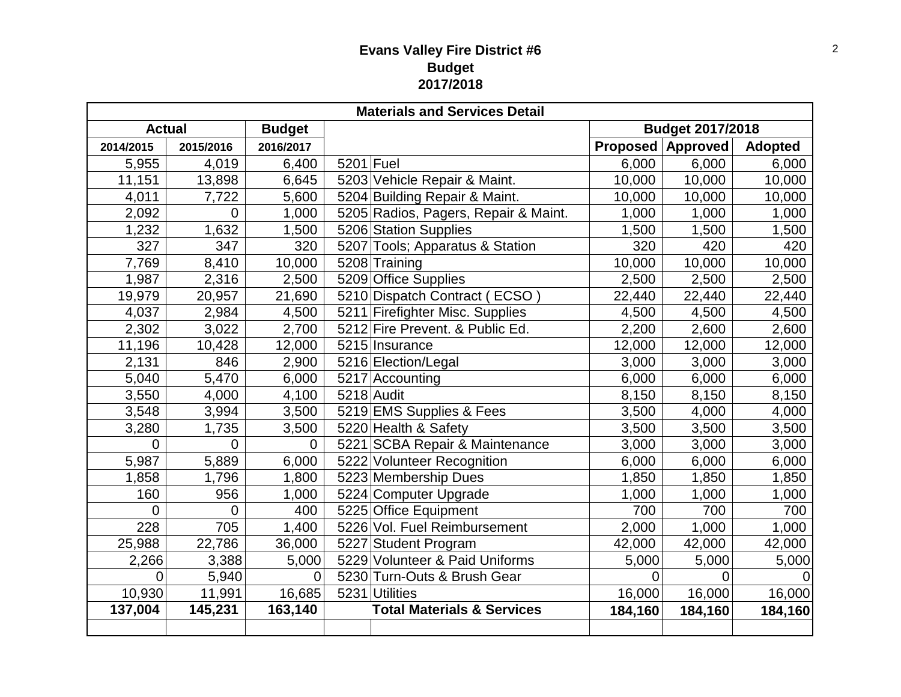# Evans Valley Fire District #6
## Budget
## 2017/2018

| Materials and Services Detail | | | | | | | |
|---|---|---|---|---|---|---|---|
| Actual | | Budget | | | Budget 2017/2018 | | |
| 2014/2015 | 2015/2016 | 2016/2017 | | | Proposed | Approved | Adopted |
| 5,955 | 4,019 | 6,400 | 5201 | Fuel | 6,000 | 6,000 | 6,000 |
| 11,151 | 13,898 | 6,645 | 5203 | Vehicle Repair & Maint. | 10,000 | 10,000 | 10,000 |
| 4,011 | 7,722 | 5,600 | 5204 | Building Repair & Maint. | 10,000 | 10,000 | 10,000 |
| 2,092 | 0 | 1,000 | 5205 | Radios, Pagers, Repair & Maint. | 1,000 | 1,000 | 1,000 |
| 1,232 | 1,632 | 1,500 | 5206 | Station Supplies | 1,500 | 1,500 | 1,500 |
| 327 | 347 | 320 | 5207 | Tools; Apparatus & Station | 320 | 420 | 420 |
| 7,769 | 8,410 | 10,000 | 5208 | Training | 10,000 | 10,000 | 10,000 |
| 1,987 | 2,316 | 2,500 | 5209 | Office Supplies | 2,500 | 2,500 | 2,500 |
| 19,979 | 20,957 | 21,690 | 5210 | Dispatch Contract ( ECSO ) | 22,440 | 22,440 | 22,440 |
| 4,037 | 2,984 | 4,500 | 5211 | Firefighter Misc. Supplies | 4,500 | 4,500 | 4,500 |
| 2,302 | 3,022 | 2,700 | 5212 | Fire Prevent. & Public Ed. | 2,200 | 2,600 | 2,600 |
| 11,196 | 10,428 | 12,000 | 5215 | Insurance | 12,000 | 12,000 | 12,000 |
| 2,131 | 846 | 2,900 | 5216 | Election/Legal | 3,000 | 3,000 | 3,000 |
| 5,040 | 5,470 | 6,000 | 5217 | Accounting | 6,000 | 6,000 | 6,000 |
| 3,550 | 4,000 | 4,100 | 5218 | Audit | 8,150 | 8,150 | 8,150 |
| 3,548 | 3,994 | 3,500 | 5219 | EMS Supplies & Fees | 3,500 | 4,000 | 4,000 |
| 3,280 | 1,735 | 3,500 | 5220 | Health & Safety | 3,500 | 3,500 | 3,500 |
| 0 | 0 | 0 | 5221 | SCBA Repair & Maintenance | 3,000 | 3,000 | 3,000 |
| 5,987 | 5,889 | 6,000 | 5222 | Volunteer Recognition | 6,000 | 6,000 | 6,000 |
| 1,858 | 1,796 | 1,800 | 5223 | Membership Dues | 1,850 | 1,850 | 1,850 |
| 160 | 956 | 1,000 | 5224 | Computer Upgrade | 1,000 | 1,000 | 1,000 |
| 0 | 0 | 400 | 5225 | Office Equipment | 700 | 700 | 700 |
| 228 | 705 | 1,400 | 5226 | Vol. Fuel Reimbursement | 2,000 | 1,000 | 1,000 |
| 25,988 | 22,786 | 36,000 | 5227 | Student Program | 42,000 | 42,000 | 42,000 |
| 2,266 | 3,388 | 5,000 | 5229 | Volunteer & Paid Uniforms | 5,000 | 5,000 | 5,000 |
| 0 | 5,940 | 0 | 5230 | Turn-Outs & Brush Gear | 0 | 0 | 0 |
| 10,930 | 11,991 | 16,685 | 5231 | Utilities | 16,000 | 16,000 | 16,000 |
| **137,004** | **145,231** | **163,140** | | **Total Materials & Services** | **184,160** | **184,160** | **184,160** |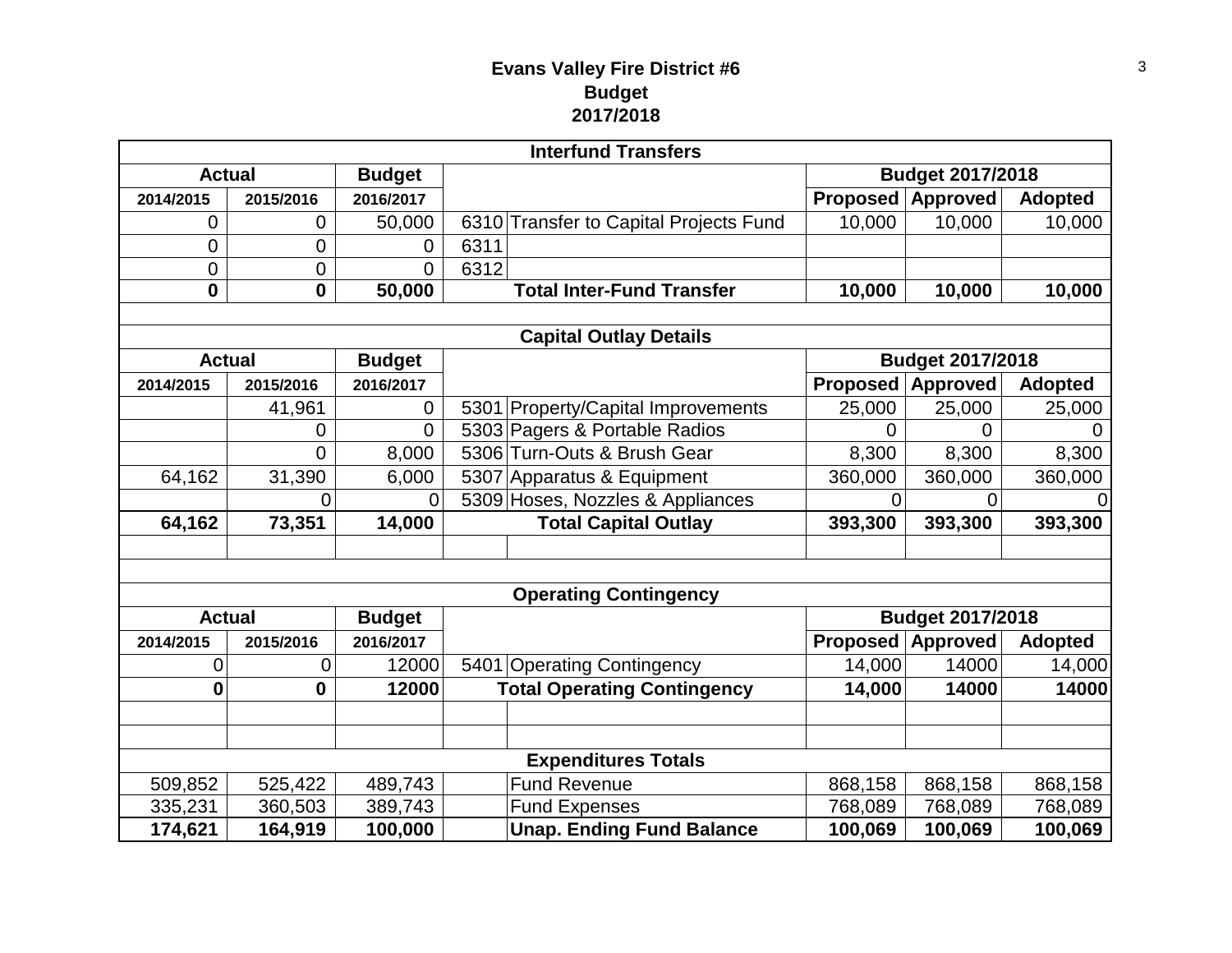# Evans Valley Fire District #6
## Budget
## 2017/2018

| Interfund Transfers | | | | | | | |
|---|---|---|---|---|---|---|---|
| **Actual** | | **Budget** | | | **Budget 2017/2018** | | |
| **2014/2015** | **2015/2016** | **2016/2017** | | | **Proposed** | **Approved** | **Adopted** |
| 0 | 0 | 50,000 | 6310 | Transfer to Capital Projects Fund | 10,000 | 10,000 | 10,000 |
| 0 | 0 | 0 | 6311 | | | | |
| 0 | 0 | 0 | 6312 | | | | |
| **0** | **0** | **50,000** | | **Total Inter-Fund Transfer** | **10,000** | **10,000** | **10,000** |

| Capital Outlay Details | | | | | | | |
|---|---|---|---|---|---|---|---|
| **Actual** | | **Budget** | | | **Budget 2017/2018** | | |
| **2014/2015** | **2015/2016** | **2016/2017** | | | **Proposed** | **Approved** | **Adopted** |
| | 41,961 | 0 | 5301 | Property/Capital Improvements | 25,000 | 25,000 | 25,000 |
| | 0 | 0 | 5303 | Pagers & Portable Radios | 0 | 0 | 0 |
| | 0 | 8,000 | 5306 | Turn-Outs & Brush Gear | 8,300 | 8,300 | 8,300 |
| 64,162 | 31,390 | 6,000 | 5307 | Apparatus & Equipment | 360,000 | 360,000 | 360,000 |
| | 0 | 0 | 5309 | Hoses, Nozzles & Appliances | 0 | 0 | 0 |
| **64,162** | **73,351** | **14,000** | | **Total Capital Outlay** | **393,300** | **393,300** | **393,300** |

| Operating Contingency | | | | | | | |
|---|---|---|---|---|---|---|---|
| **Actual** | | **Budget** | | | **Budget 2017/2018** | | |
| **2014/2015** | **2015/2016** | **2016/2017** | | | **Proposed** | **Approved** | **Adopted** |
| 0 | 0 | 12000 | 5401 | Operating Contingency | 14,000 | 14000 | 14,000 |
| **0** | **0** | **12000** | | **Total Operating Contingency** | **14,000** | **14000** | **14000** |

| Expenditures Totals | | | | | | | |
|---|---|---|---|---|---|---|---|
| 509,852 | 525,422 | 489,743 | | Fund Revenue | 868,158 | 868,158 | 868,158 |
| 335,231 | 360,503 | 389,743 | | Fund Expenses | 768,089 | 768,089 | 768,089 |
| **174,621** | **164,919** | **100,000** | | **Unap. Ending Fund Balance** | **100,069** | **100,069** | **100,069** |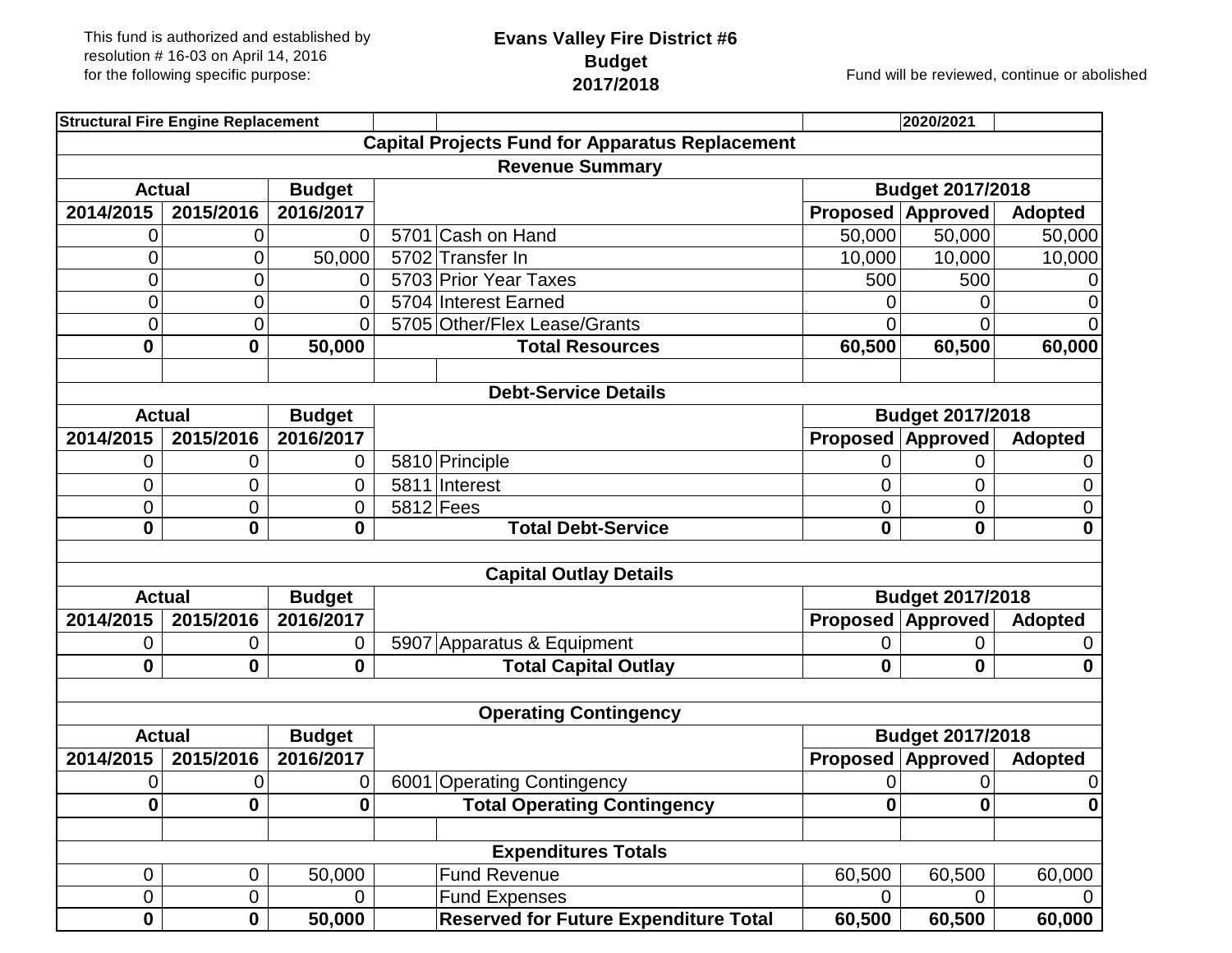This fund is authorized and established by resolution # 16-03 on April 14, 2016 for the following specific purpose:

# Evans Valley Fire District #6
## Budget
## 2017/2018

Fund will be reviewed, continue or abolished

| Structural Fire Engine Replacement | | | | | | 2020/2021 | |
|---|---|---|---|---|---|---|---|
| **Capital Projects Fund for Apparatus Replacement** | | | | | | | |
| **Revenue Summary** | | | | | | | |
| **Actual** | | **Budget** | | | **Budget 2017/2018** | | |
| **2014/2015** | **2015/2016** | **2016/2017** | | | **Proposed** | **Approved** | **Adopted** |
| 0 | 0 | 0 | 5701 | Cash on Hand | 50,000 | 50,000 | 50,000 |
| 0 | 0 | 50,000 | 5702 | Transfer In | 10,000 | 10,000 | 10,000 |
| 0 | 0 | 0 | 5703 | Prior Year Taxes | 500 | 500 | 0 |
| 0 | 0 | 0 | 5704 | Interest Earned | 0 | 0 | 0 |
| 0 | 0 | 0 | 5705 | Other/Flex Lease/Grants | 0 | 0 | 0 |
| **0** | **0** | **50,000** | | **Total Resources** | **60,500** | **60,500** | **60,000** |
| | | | | | | | |
| **Debt-Service Details** | | | | | | | |
| **Actual** | | **Budget** | | | **Budget 2017/2018** | | |
| **2014/2015** | **2015/2016** | **2016/2017** | | | **Proposed** | **Approved** | **Adopted** |
| 0 | 0 | 0 | 5810 | Principle | 0 | 0 | 0 |
| 0 | 0 | 0 | 5811 | Interest | 0 | 0 | 0 |
| 0 | 0 | 0 | 5812 | Fees | 0 | 0 | 0 |
| **0** | **0** | **0** | | **Total Debt-Service** | **0** | **0** | **0** |
| | | | | | | | |
| **Capital Outlay Details** | | | | | | | |
| **Actual** | | **Budget** | | | **Budget 2017/2018** | | |
| **2014/2015** | **2015/2016** | **2016/2017** | | | **Proposed** | **Approved** | **Adopted** |
| 0 | 0 | 0 | 5907 | Apparatus & Equipment | 0 | 0 | 0 |
| **0** | **0** | **0** | | **Total Capital Outlay** | **0** | **0** | **0** |
| | | | | | | | |
| **Operating Contingency** | | | | | | | |
| **Actual** | | **Budget** | | | **Budget 2017/2018** | | |
| **2014/2015** | **2015/2016** | **2016/2017** | | | **Proposed** | **Approved** | **Adopted** |
| 0 | 0 | 0 | 6001 | Operating Contingency | 0 | 0 | 0 |
| **0** | **0** | **0** | | **Total Operating Contingency** | **0** | **0** | **0** |
| | | | | | | | |
| **Expenditures Totals** | | | | | | | |
| 0 | 0 | 50,000 | | Fund Revenue | 60,500 | 60,500 | 60,000 |
| 0 | 0 | 0 | | Fund Expenses | 0 | 0 | 0 |
| **0** | **0** | **50,000** | | **Reserved for Future Expenditure Total** | **60,500** | **60,500** | **60,000** |